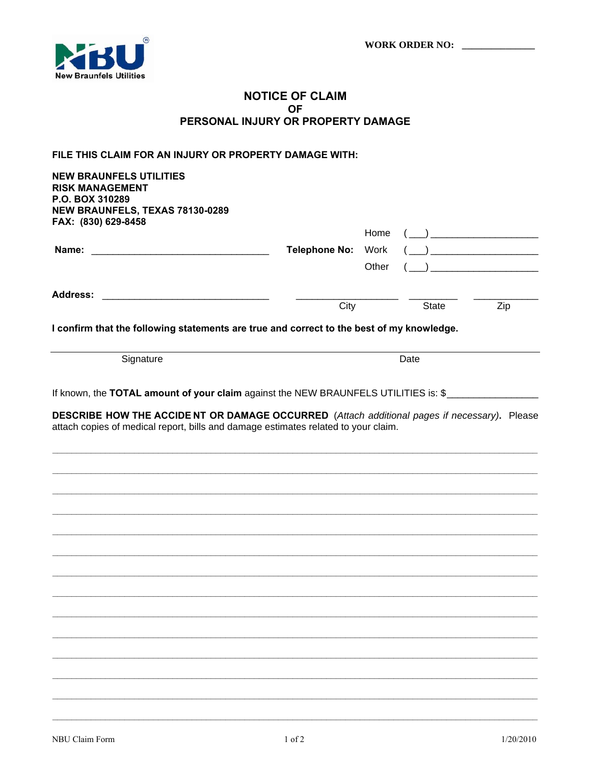**WORK ORDER NO: ______________**

# NOTICE OF CLAIM
## OF
## PERSONAL INJURY OR PROPERTY DAMAGE

**FILE THIS CLAIM FOR AN INJURY OR PROPERTY DAMAGE WITH:**

**NEW BRAUNFELS UTILITIES**
**RISK MANAGEMENT**
**P.O. BOX 310289**
**NEW BRAUNFELS, TEXAS 78130-0289**
**FAX: (830) 629-8458**

**Name:** ________________________________ **Telephone No:** Home ( ___ ) ____________________
Work ( ___ ) ____________________
Other ( ___ ) ____________________

**Address:** ______________________________ __________________ _________ ___________
City State Zip

**I confirm that the following statements are true and correct to the best of my knowledge.**

______________________________________________________________________________
Signature Date

If known, the **TOTAL amount of your claim** against the NEW BRAUNFELS UTILITIES is: $________________

**DESCRIBE HOW THE ACCIDENT OR DAMAGE OCCURRED** (*Attach additional pages if necessary)*. Please attach copies of medical report, bills and damage estimates related to your claim.

______________________________________________________________________________

______________________________________________________________________________

______________________________________________________________________________

______________________________________________________________________________

______________________________________________________________________________

______________________________________________________________________________

______________________________________________________________________________

______________________________________________________________________________

______________________________________________________________________________

______________________________________________________________________________

______________________________________________________________________________

______________________________________________________________________________

______________________________________________________________________________

______________________________________________________________________________

NBU Claim Form 1/20/2010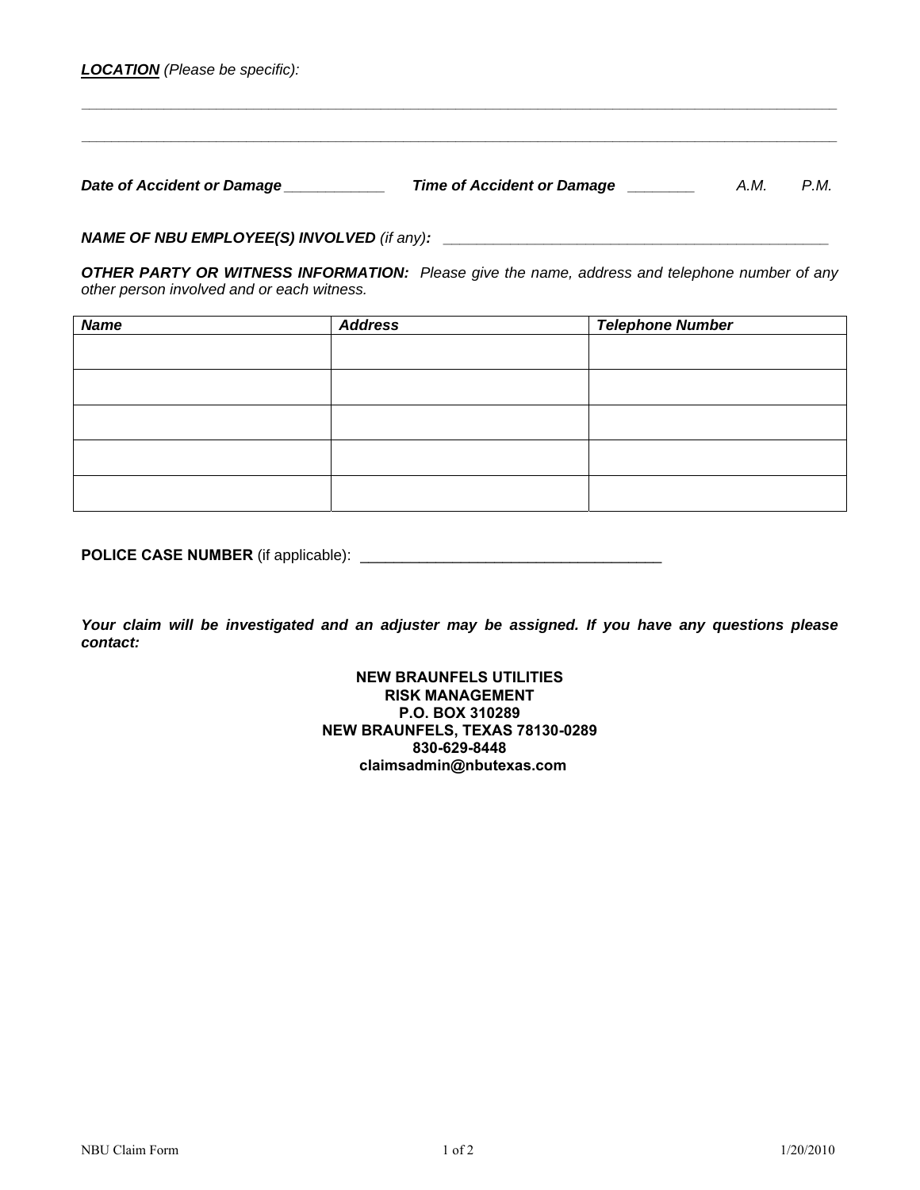***LOCATION*** *(Please be specific):*

_______________________________________________________________________________________________

_______________________________________________________________________________________________

***Date of Accident or Damage*** ____________ ***Time of Accident or Damage*** ________ *A.M.* *P.M.*

***NAME OF NBU EMPLOYEE(S) INVOLVED*** *(if any)***:** _______________________________________________

***OTHER PARTY OR WITNESS INFORMATION:*** *Please give the name, address and telephone number of any other person involved and or each witness.*

| ***Name*** | ***Address*** | ***Telephone Number*** |
|---|---|---|
| | | |
| | | |
| | | |
| | | |
| | | |

**POLICE CASE NUMBER** (if applicable): ____________________________________

***Your claim will be investigated and an adjuster may be assigned. If you have any questions please contact:***

**NEW BRAUNFELS UTILITIES**
**RISK MANAGEMENT**
**P.O. BOX 310289**
**NEW BRAUNFELS, TEXAS 78130-0289**
**830-629-8448**
**claimsadmin@nbutexas.com**